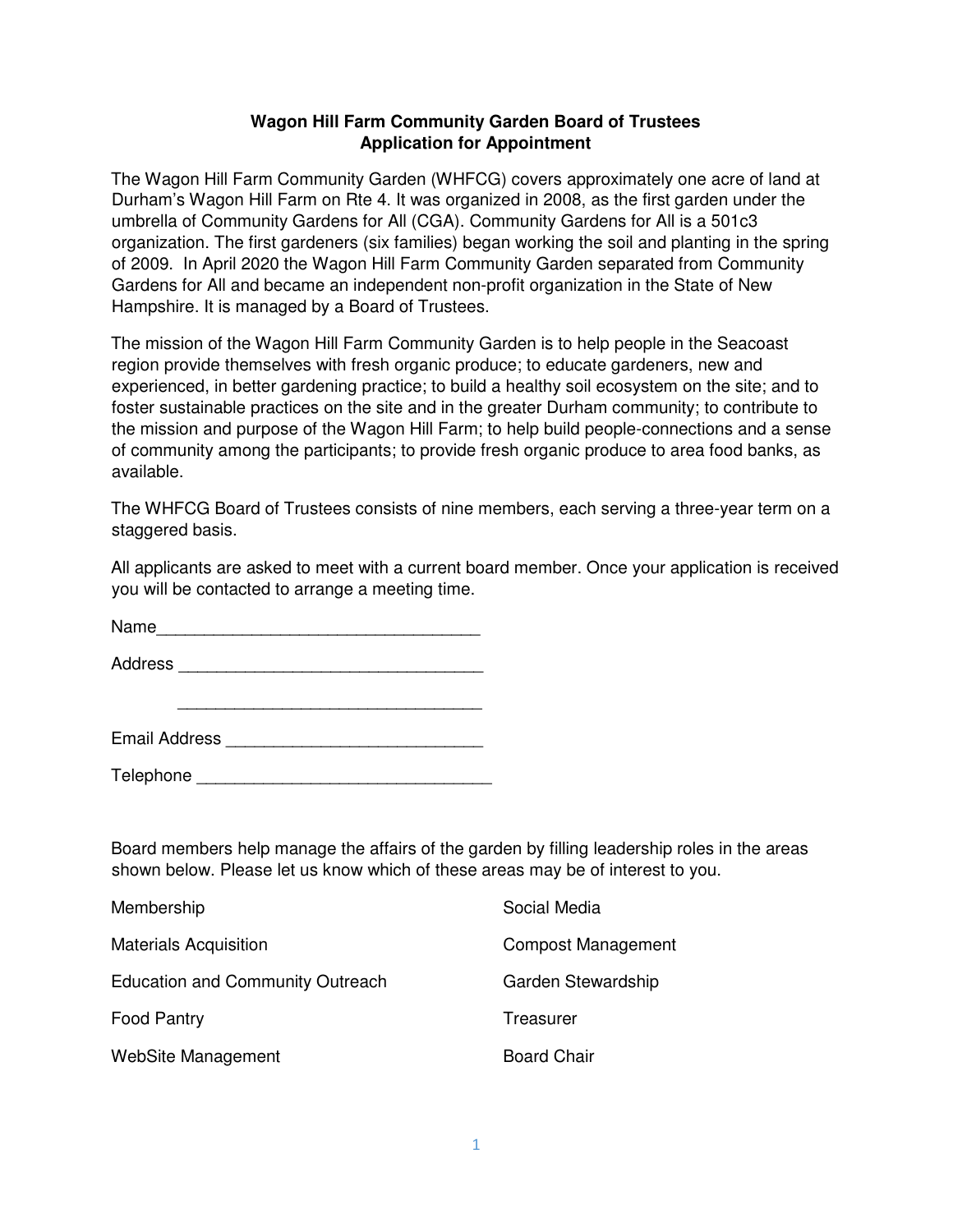**Wagon Hill Farm Community Garden Board of Trustees**
**Application for Appointment**

The Wagon Hill Farm Community Garden (WHFCG) covers approximately one acre of land at Durham's Wagon Hill Farm on Rte 4. It was organized in 2008, as the first garden under the umbrella of Community Gardens for All (CGA). Community Gardens for All is a 501c3 organization. The first gardeners (six families) began working the soil and planting in the spring of 2009. In April 2020 the Wagon Hill Farm Community Garden separated from Community Gardens for All and became an independent non-profit organization in the State of New Hampshire. It is managed by a Board of Trustees.

The mission of the Wagon Hill Farm Community Garden is to help people in the Seacoast region provide themselves with fresh organic produce; to educate gardeners, new and experienced, in better gardening practice; to build a healthy soil ecosystem on the site; and to foster sustainable practices on the site and in the greater Durham community; to contribute to the mission and purpose of the Wagon Hill Farm; to help build people-connections and a sense of community among the participants; to provide fresh organic produce to area food banks, as available.

The WHFCG Board of Trustees consists of nine members, each serving a three-year term on a staggered basis.

All applicants are asked to meet with a current board member. Once your application is received you will be contacted to arrange a meeting time.

Name___________________________________

Address _________________________________

_________________________________

Email Address ___________________________

Telephone _______________________________

Board members help manage the affairs of the garden by filling leadership roles in the areas shown below. Please let us know which of these areas may be of interest to you.

Membership

Materials Acquisition

Education and Community Outreach

Food Pantry

WebSite Management

Social Media

Compost Management

Garden Stewardship

Treasurer

Board Chair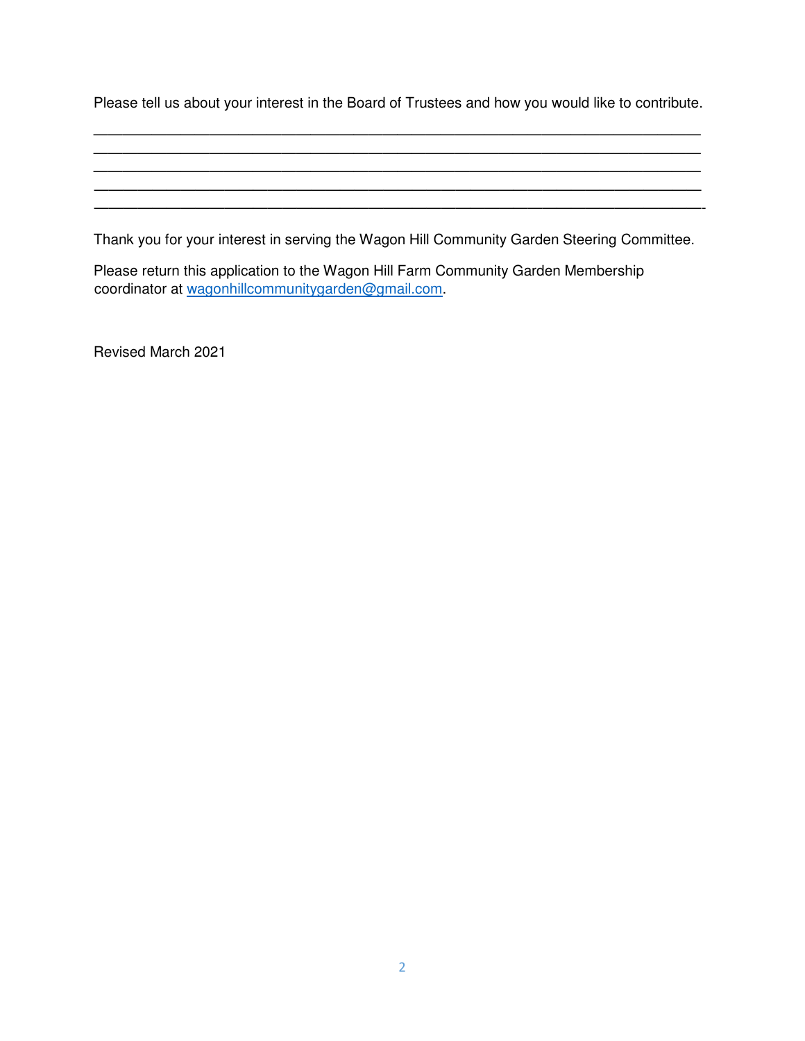Please tell us about your interest in the Board of Trustees and how you would like to contribute.

_______________________________________________________________________________
_______________________________________________________________________________
_______________________________________________________________________________
_______________________________________________________________________________
_______________________________________________________________________________

Thank you for your interest in serving the Wagon Hill Community Garden Steering Committee.

Please return this application to the Wagon Hill Farm Community Garden Membership coordinator at wagonhillcommunitygarden@gmail.com.

Revised March 2021